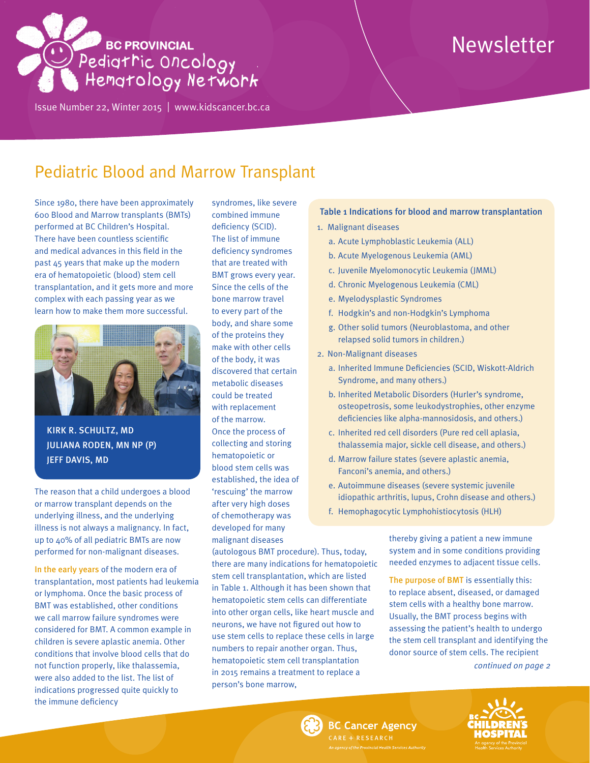# BC PROVINCIAL Pediatric Oncology Hematology Network

# Newsletter

Issue Number 22, Winter 2015 | www.kidscancer.bc.ca

## Pediatric Blood and Marrow Transplant

Since 1980, there have been approximately 600 Blood and Marrow transplants (BMTs) performed at BC Children's Hospital. There have been countless scientific and medical advances in this field in the past 45 years that make up the modern era of hematopoietic (blood) stem cell transplantation, and it gets more and more complex with each passing year as we learn how to make them more successful.

KIRK R. SCHULTZ, MD
JULIANA RODEN, MN NP (P)
JEFF DAVIS, MD

The reason that a child undergoes a blood or marrow transplant depends on the underlying illness, and the underlying illness is not always a malignancy. In fact, up to 40% of all pediatric BMTs are now performed for non-malignant diseases.

In the early years of the modern era of transplantation, most patients had leukemia or lymphoma. Once the basic process of BMT was established, other conditions we call marrow failure syndromes were considered for BMT. A common example in children is severe aplastic anemia. Other conditions that involve blood cells that do not function properly, like thalassemia, were also added to the list. The list of indications progressed quite quickly to the immune deficiency syndromes, like severe combined immune deficiency (SCID). The list of immune deficiency syndromes that are treated with BMT grows every year. Since the cells of the bone marrow travel to every part of the body, and share some of the proteins they make with other cells of the body, it was discovered that certain metabolic diseases could be treated with replacement of the marrow. Once the process of collecting and storing hematopoietic or blood stem cells was established, the idea of 'rescuing' the marrow after very high doses of chemotherapy was developed for many malignant diseases (autologous BMT procedure). Thus, today, there are many indications for hematopoietic stem cell transplantation, which are listed in Table 1. Although it has been shown that hematopoietic stem cells can differentiate into other organ cells, like heart muscle and neurons, we have not figured out how to use stem cells to replace these cells in large numbers to repair another organ. Thus, hematopoietic stem cell transplantation in 2015 remains a treatment to replace a person's bone marrow, thereby giving a patient a new immune system and in some conditions providing needed enzymes to adjacent tissue cells.

**Table 1 Indications for blood and marrow transplantation**

1. Malignant diseases
   a. Acute Lymphoblastic Leukemia (ALL)
   b. Acute Myelogenous Leukemia (AML)
   c. Juvenile Myelomonocytic Leukemia (JMML)
   d. Chronic Myelogenous Leukemia (CML)
   e. Myelodysplastic Syndromes
   f. Hodgkin's and non-Hodgkin's Lymphoma
   g. Other solid tumors (Neuroblastoma, and other relapsed solid tumors in children.)
2. Non-Malignant diseases
   a. Inherited Immune Deficiencies (SCID, Wiskott-Aldrich Syndrome, and many others.)
   b. Inherited Metabolic Disorders (Hurler's syndrome, osteopetrosis, some leukodystrophies, other enzyme deficiencies like alpha-mannosidosis, and others.)
   c. Inherited red cell disorders (Pure red cell aplasia, thalassemia major, sickle cell disease, and others.)
   d. Marrow failure states (severe aplastic anemia, Fanconi's anemia, and others.)
   e. Autoimmune diseases (severe systemic juvenile idiopathic arthritis, lupus, Crohn disease and others.)
   f. Hemophagocytic Lymphohistiocytosis (HLH)

The purpose of BMT is essentially this: to replace absent, diseased, or damaged stem cells with a healthy bone marrow. Usually, the BMT process begins with assessing the patient's health to undergo the stem cell transplant and identifying the donor source of stem cells. The recipient

*continued on page 2*

BC Cancer Agency CARE + RESEARCH — An agency of the Provincial Health Services Authority

BC Children's Hospital — An agency of the Provincial Health Services Authority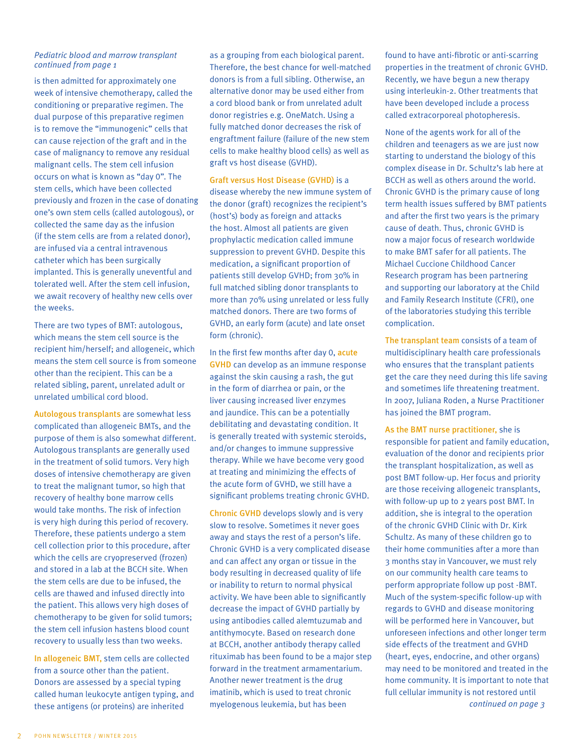*Pediatric blood and marrow transplant continued from page 1*

is then admitted for approximately one week of intensive chemotherapy, called the conditioning or preparative regimen. The dual purpose of this preparative regimen is to remove the "immunogenic" cells that can cause rejection of the graft and in the case of malignancy to remove any residual malignant cells. The stem cell infusion occurs on what is known as "day 0". The stem cells, which have been collected previously and frozen in the case of donating one's own stem cells (called autologous), or collected the same day as the infusion (if the stem cells are from a related donor), are infused via a central intravenous catheter which has been surgically implanted. This is generally uneventful and tolerated well. After the stem cell infusion, we await recovery of healthy new cells over the weeks.

There are two types of BMT: autologous, which means the stem cell source is the recipient him/herself; and allogeneic, which means the stem cell source is from someone other than the recipient. This can be a related sibling, parent, unrelated adult or unrelated umbilical cord blood.

**Autologous transplants** are somewhat less complicated than allogeneic BMTs, and the purpose of them is also somewhat different. Autologous transplants are generally used in the treatment of solid tumors. Very high doses of intensive chemotherapy are given to treat the malignant tumor, so high that recovery of healthy bone marrow cells would take months. The risk of infection is very high during this period of recovery. Therefore, these patients undergo a stem cell collection prior to this procedure, after which the cells are cryopreserved (frozen) and stored in a lab at the BCCH site. When the stem cells are due to be infused, the cells are thawed and infused directly into the patient. This allows very high doses of chemotherapy to be given for solid tumors; the stem cell infusion hastens blood count recovery to usually less than two weeks.

**In allogeneic BMT,** stem cells are collected from a source other than the patient. Donors are assessed by a special typing called human leukocyte antigen typing, and these antigens (or proteins) are inherited as a grouping from each biological parent. Therefore, the best chance for well-matched donors is from a full sibling. Otherwise, an alternative donor may be used either from a cord blood bank or from unrelated adult donor registries e.g. OneMatch. Using a fully matched donor decreases the risk of engraftment failure (failure of the new stem cells to make healthy blood cells) as well as graft vs host disease (GVHD).

**Graft versus Host Disease (GVHD)** is a disease whereby the new immune system of the donor (graft) recognizes the recipient's (host's) body as foreign and attacks the host. Almost all patients are given prophylactic medication called immune suppression to prevent GVHD. Despite this medication, a significant proportion of patients still develop GVHD; from 30% in full matched sibling donor transplants to more than 70% using unrelated or less fully matched donors. There are two forms of GVHD, an early form (acute) and late onset form (chronic).

In the first few months after day 0, **acute GVHD** can develop as an immune response against the skin causing a rash, the gut in the form of diarrhea or pain, or the liver causing increased liver enzymes and jaundice. This can be a potentially debilitating and devastating condition. It is generally treated with systemic steroids, and/or changes to immune suppressive therapy. While we have become very good at treating and minimizing the effects of the acute form of GVHD, we still have a significant problems treating chronic GVHD.

**Chronic GVHD** develops slowly and is very slow to resolve. Sometimes it never goes away and stays the rest of a person's life. Chronic GVHD is a very complicated disease and can affect any organ or tissue in the body resulting in decreased quality of life or inability to return to normal physical activity. We have been able to significantly decrease the impact of GVHD partially by using antibodies called alemtuzumab and antithymocyte. Based on research done at BCCH, another antibody therapy called rituximab has been found to be a major step forward in the treatment armamentarium. Another newer treatment is the drug imatinib, which is used to treat chronic myelogenous leukemia, but has been found to have anti-fibrotic or anti-scarring properties in the treatment of chronic GVHD. Recently, we have begun a new therapy using interleukin-2. Other treatments that have been developed include a process called extracorporeal photopheresis.

None of the agents work for all of the children and teenagers as we are just now starting to understand the biology of this complex disease in Dr. Schultz's lab here at BCCH as well as others around the world. Chronic GVHD is the primary cause of long term health issues suffered by BMT patients and after the first two years is the primary cause of death. Thus, chronic GVHD is now a major focus of research worldwide to make BMT safer for all patients. The Michael Cuccione Childhood Cancer Research program has been partnering and supporting our laboratory at the Child and Family Research Institute (CFRI), one of the laboratories studying this terrible complication.

**The transplant team** consists of a team of multidisciplinary health care professionals who ensures that the transplant patients get the care they need during this life saving and sometimes life threatening treatment. In 2007, Juliana Roden, a Nurse Practitioner has joined the BMT program.

**As the BMT nurse practitioner,** she is responsible for patient and family education, evaluation of the donor and recipients prior the transplant hospitalization, as well as post BMT follow-up. Her focus and priority are those receiving allogeneic transplants, with follow-up up to 2 years post BMT. In addition, she is integral to the operation of the chronic GVHD Clinic with Dr. Kirk Schultz. As many of these children go to their home communities after a more than 3 months stay in Vancouver, we must rely on our community health care teams to perform appropriate follow up post -BMT. Much of the system-specific follow-up with regards to GVHD and disease monitoring will be performed here in Vancouver, but unforeseen infections and other longer term side effects of the treatment and GVHD (heart, eyes, endocrine, and other organs) may need to be monitored and treated in the home community. It is important to note that full cellular immunity is not restored until

*continued on page 3*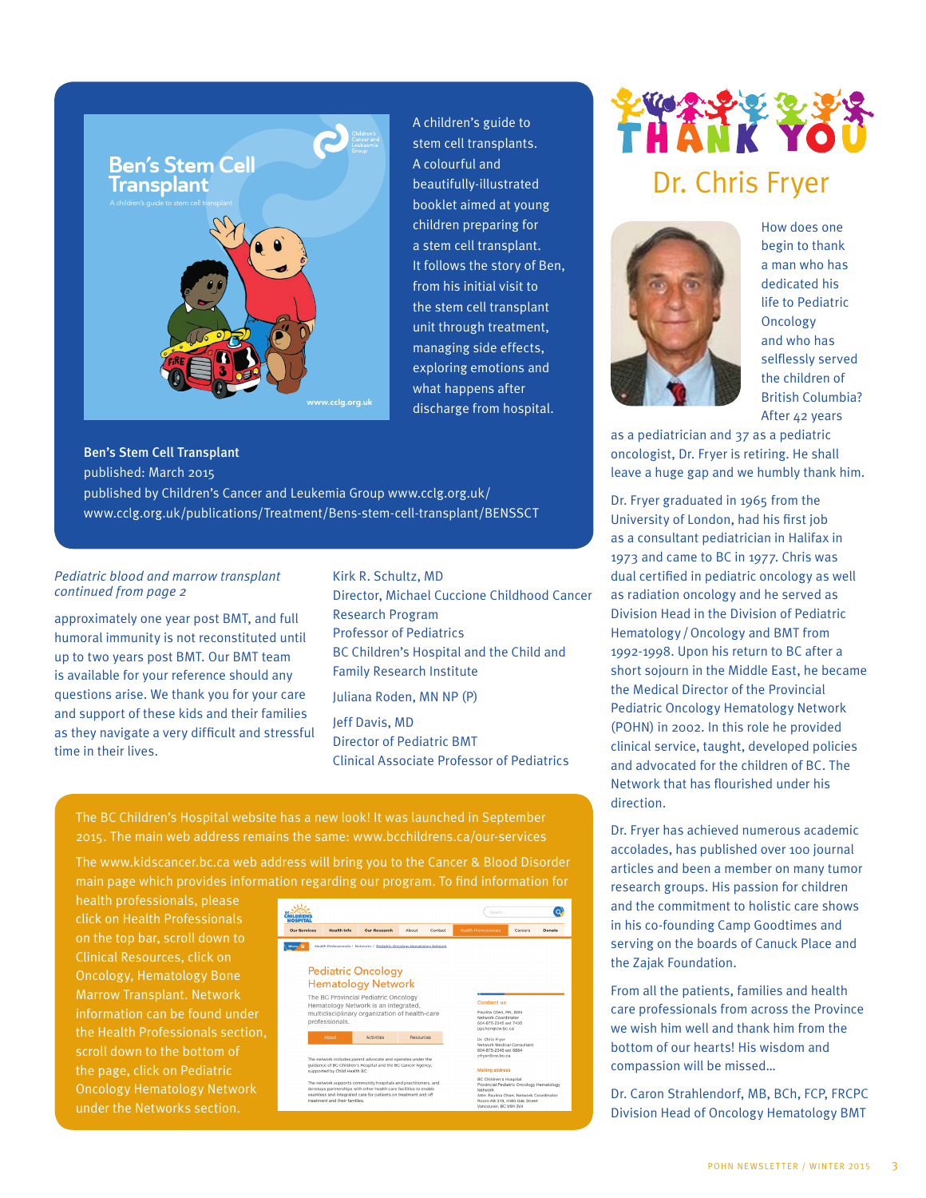A children's guide to stem cell transplants. A colourful and beautifully-illustrated booklet aimed at young children preparing for a stem cell transplant. It follows the story of Ben, from his initial visit to the stem cell transplant unit through treatment, managing side effects, exploring emotions and what happens after discharge from hospital.

**Ben's Stem Cell Transplant**
published: March 2015
published by Children's Cancer and Leukemia Group www.cclg.org.uk/
www.cclg.org.uk/publications/Treatment/Bens-stem-cell-transplant/BENSSCT

*Pediatric blood and marrow transplant continued from page 2*

approximately one year post BMT, and full humoral immunity is not reconstituted until up to two years post BMT. Our BMT team is available for your reference should any questions arise. We thank you for your care and support of these kids and their families as they navigate a very difficult and stressful time in their lives.

Kirk R. Schultz, MD
Director, Michael Cuccione Childhood Cancer Research Program
Professor of Pediatrics
BC Children's Hospital and the Child and Family Research Institute

Juliana Roden, MN NP (P)

Jeff Davis, MD
Director of Pediatric BMT
Clinical Associate Professor of Pediatrics

The BC Children's Hospital website has a new look! It was launched in September 2015. The main web address remains the same: www.bcchildrens.ca/our-services

The www.kidscancer.bc.ca web address will bring you to the Cancer & Blood Disorder main page which provides information regarding our program. To find information for health professionals, please click on Health Professionals on the top bar, scroll down to Clinical Resources, click on Oncology, Hematology Bone Marrow Transplant. Network information can be found under the Health Professionals section, scroll down to the bottom of the page, click on Pediatric Oncology Hematology Network under the Networks section.

# THANK YOU

## Dr. Chris Fryer

How does one begin to thank a man who has dedicated his life to Pediatric Oncology and who has selflessly served the children of British Columbia? After 42 years as a pediatrician and 37 as a pediatric oncologist, Dr. Fryer is retiring. He shall leave a huge gap and we humbly thank him.

Dr. Fryer graduated in 1965 from the University of London, had his first job as a consultant pediatrician in Halifax in 1973 and came to BC in 1977. Chris was dual certified in pediatric oncology as well as radiation oncology and he served as Division Head in the Division of Pediatric Hematology / Oncology and BMT from 1992-1998. Upon his return to BC after a short sojourn in the Middle East, he became the Medical Director of the Provincial Pediatric Oncology Hematology Network (POHN) in 2002. In this role he provided clinical service, taught, developed policies and advocated for the children of BC. The Network that has flourished under his direction.

Dr. Fryer has achieved numerous academic accolades, has published over 100 journal articles and been a member on many tumor research groups. His passion for children and the commitment to holistic care shows in his co-founding Camp Goodtimes and serving on the boards of Canuck Place and the Zajak Foundation.

From all the patients, families and health care professionals from across the Province we wish him well and thank him from the bottom of our hearts! His wisdom and compassion will be missed…

Dr. Caron Strahlendorf, MB, BCh, FCP, FRCPC
Division Head of Oncology Hematology BMT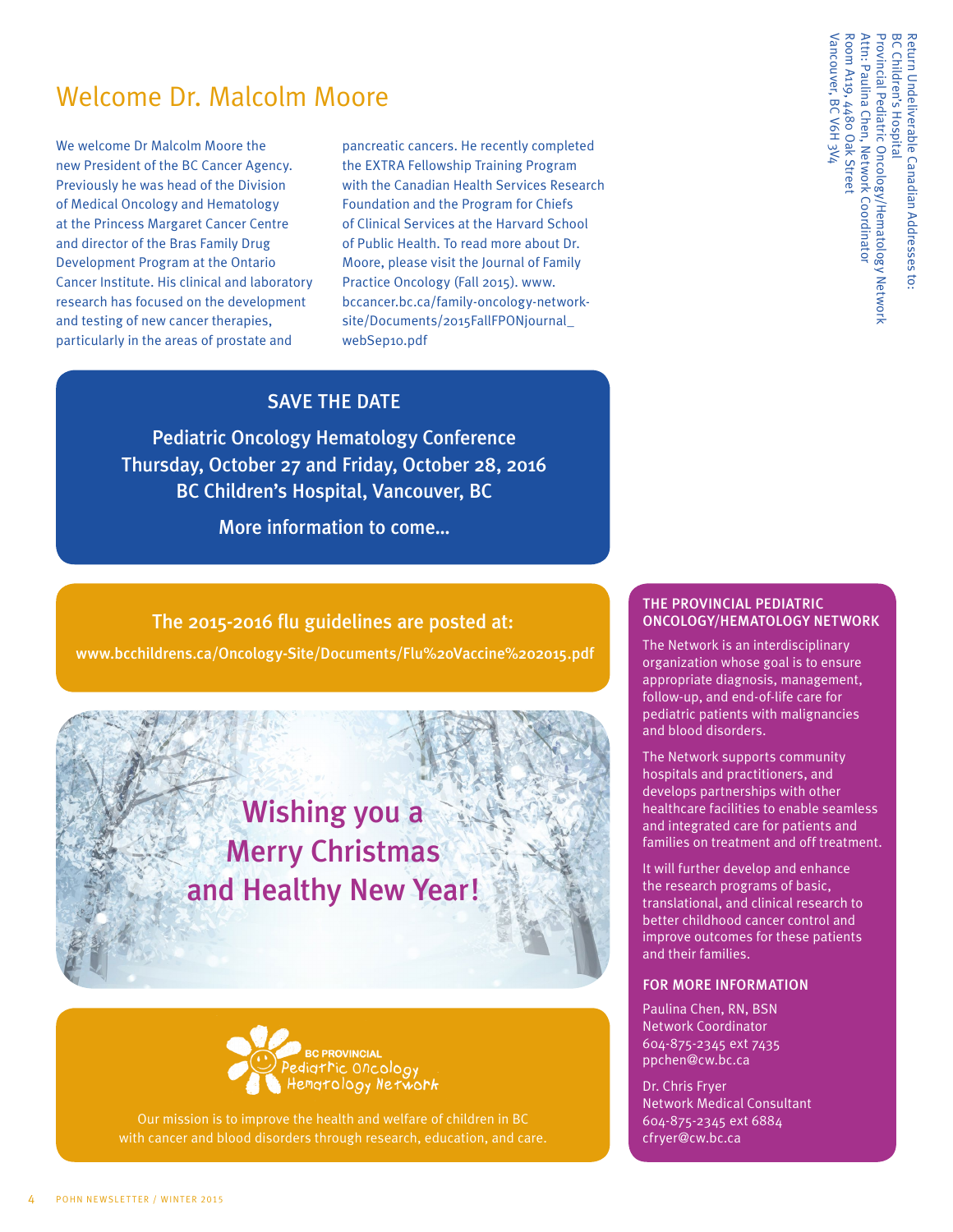## Welcome Dr. Malcolm Moore

We welcome Dr Malcolm Moore the new President of the BC Cancer Agency. Previously he was head of the Division of Medical Oncology and Hematology at the Princess Margaret Cancer Centre and director of the Bras Family Drug Development Program at the Ontario Cancer Institute. His clinical and laboratory research has focused on the development and testing of new cancer therapies, particularly in the areas of prostate and pancreatic cancers. He recently completed the EXTRA Fellowship Training Program with the Canadian Health Services Research Foundation and the Program for Chiefs of Clinical Services at the Harvard School of Public Health. To read more about Dr. Moore, please visit the Journal of Family Practice Oncology (Fall 2015). www.bccancer.bc.ca/family-oncology-network-site/Documents/2015FallFPONjournal_webSep10.pdf

Return Undeliverable Canadian Addresses to:
BC Children's Hospital
Provincial Pediatric Oncology/Hematology Network
Attn: Paulina Chen, Network Coordinator
Room A119, 4480 Oak Street
Vancouver, BC V6H 3V4

### SAVE THE DATE

**Pediatric Oncology Hematology Conference**
**Thursday, October 27 and Friday, October 28, 2016**
**BC Children's Hospital, Vancouver, BC**

More information to come...

### The 2015-2016 flu guidelines are posted at:

www.bcchildrens.ca/Oncology-Site/Documents/Flu%20Vaccine%202015.pdf

**Wishing you a Merry Christmas and Healthy New Year!**

BC PROVINCIAL Pediatric Oncology Hematology Network

Our mission is to improve the health and welfare of children in BC with cancer and blood disorders through research, education, and care.

### THE PROVINCIAL PEDIATRIC ONCOLOGY/HEMATOLOGY NETWORK

The Network is an interdisciplinary organization whose goal is to ensure appropriate diagnosis, management, follow-up, and end-of-life care for pediatric patients with malignancies and blood disorders.

The Network supports community hospitals and practitioners, and develops partnerships with other healthcare facilities to enable seamless and integrated care for patients and families on treatment and off treatment.

It will further develop and enhance the research programs of basic, translational, and clinical research to better childhood cancer control and improve outcomes for these patients and their families.

### FOR MORE INFORMATION

Paulina Chen, RN, BSN
Network Coordinator
604-875-2345 ext 7435
ppchen@cw.bc.ca

Dr. Chris Fryer
Network Medical Consultant
604-875-2345 ext 6884
cfryer@cw.bc.ca